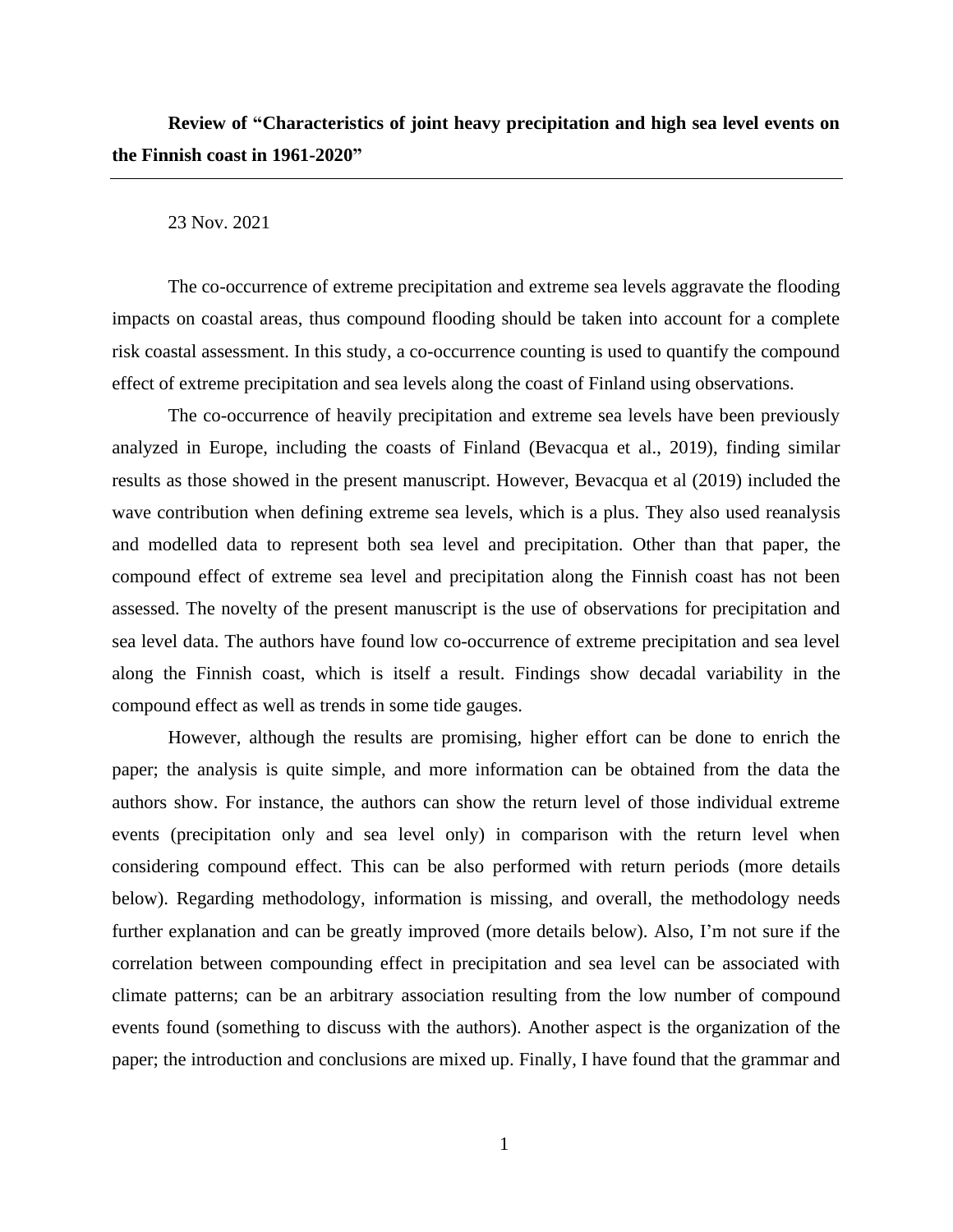**Review of "Characteristics of joint heavy precipitation and high sea level events on the Finnish coast in 1961-2020"**

---

23 Nov. 2021

The co-occurrence of extreme precipitation and extreme sea levels aggravate the flooding impacts on coastal areas, thus compound flooding should be taken into account for a complete risk coastal assessment. In this study, a co-occurrence counting is used to quantify the compound effect of extreme precipitation and sea levels along the coast of Finland using observations.

The co-occurrence of heavily precipitation and extreme sea levels have been previously analyzed in Europe, including the coasts of Finland (Bevacqua et al., 2019), finding similar results as those showed in the present manuscript. However, Bevacqua et al (2019) included the wave contribution when defining extreme sea levels, which is a plus. They also used reanalysis and modelled data to represent both sea level and precipitation. Other than that paper, the compound effect of extreme sea level and precipitation along the Finnish coast has not been assessed. The novelty of the present manuscript is the use of observations for precipitation and sea level data. The authors have found low co-occurrence of extreme precipitation and sea level along the Finnish coast, which is itself a result. Findings show decadal variability in the compound effect as well as trends in some tide gauges.

However, although the results are promising, higher effort can be done to enrich the paper; the analysis is quite simple, and more information can be obtained from the data the authors show. For instance, the authors can show the return level of those individual extreme events (precipitation only and sea level only) in comparison with the return level when considering compound effect. This can be also performed with return periods (more details below). Regarding methodology, information is missing, and overall, the methodology needs further explanation and can be greatly improved (more details below). Also, I'm not sure if the correlation between compounding effect in precipitation and sea level can be associated with climate patterns; can be an arbitrary association resulting from the low number of compound events found (something to discuss with the authors). Another aspect is the organization of the paper; the introduction and conclusions are mixed up. Finally, I have found that the grammar and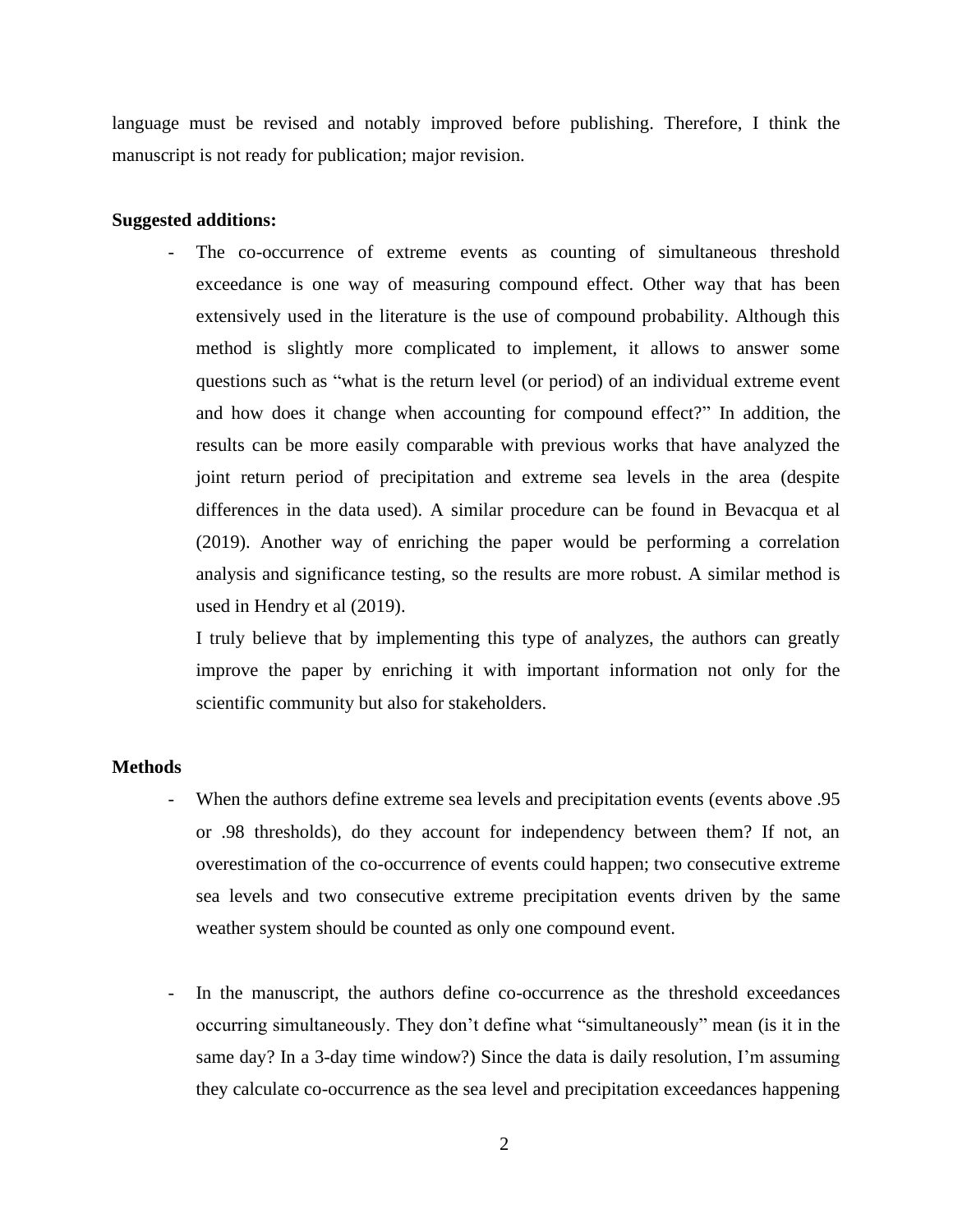language must be revised and notably improved before publishing. Therefore, I think the manuscript is not ready for publication; major revision.

**Suggested additions:**

- The co-occurrence of extreme events as counting of simultaneous threshold exceedance is one way of measuring compound effect. Other way that has been extensively used in the literature is the use of compound probability. Although this method is slightly more complicated to implement, it allows to answer some questions such as "what is the return level (or period) of an individual extreme event and how does it change when accounting for compound effect?" In addition, the results can be more easily comparable with previous works that have analyzed the joint return period of precipitation and extreme sea levels in the area (despite differences in the data used). A similar procedure can be found in Bevacqua et al (2019). Another way of enriching the paper would be performing a correlation analysis and significance testing, so the results are more robust. A similar method is used in Hendry et al (2019).

  I truly believe that by implementing this type of analyzes, the authors can greatly improve the paper by enriching it with important information not only for the scientific community but also for stakeholders.

**Methods**

- When the authors define extreme sea levels and precipitation events (events above .95 or .98 thresholds), do they account for independency between them? If not, an overestimation of the co-occurrence of events could happen; two consecutive extreme sea levels and two consecutive extreme precipitation events driven by the same weather system should be counted as only one compound event.

- In the manuscript, the authors define co-occurrence as the threshold exceedances occurring simultaneously. They don't define what "simultaneously" mean (is it in the same day? In a 3-day time window?) Since the data is daily resolution, I'm assuming they calculate co-occurrence as the sea level and precipitation exceedances happening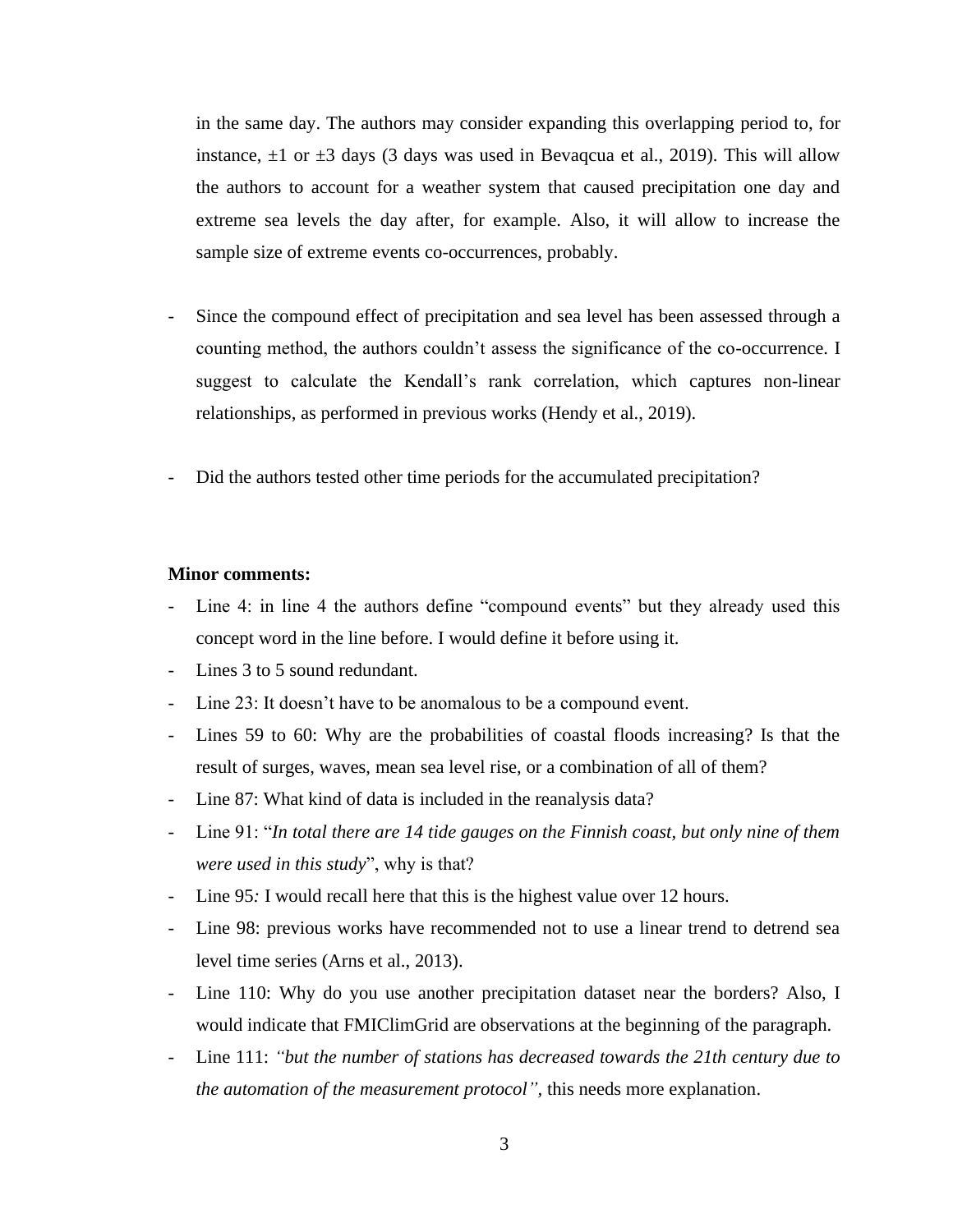in the same day. The authors may consider expanding this overlapping period to, for instance, ±1 or ±3 days (3 days was used in Bevaqcua et al., 2019). This will allow the authors to account for a weather system that caused precipitation one day and extreme sea levels the day after, for example. Also, it will allow to increase the sample size of extreme events co-occurrences, probably.

- Since the compound effect of precipitation and sea level has been assessed through a counting method, the authors couldn't assess the significance of the co-occurrence. I suggest to calculate the Kendall's rank correlation, which captures non-linear relationships, as performed in previous works (Hendy et al., 2019).

- Did the authors tested other time periods for the accumulated precipitation?

**Minor comments:**

- Line 4: in line 4 the authors define "compound events" but they already used this concept word in the line before. I would define it before using it.
- Lines 3 to 5 sound redundant.
- Line 23: It doesn't have to be anomalous to be a compound event.
- Lines 59 to 60: Why are the probabilities of coastal floods increasing? Is that the result of surges, waves, mean sea level rise, or a combination of all of them?
- Line 87: What kind of data is included in the reanalysis data?
- Line 91: "*In total there are 14 tide gauges on the Finnish coast, but only nine of them were used in this study*", why is that?
- Line 95: I would recall here that this is the highest value over 12 hours.
- Line 98: previous works have recommended not to use a linear trend to detrend sea level time series (Arns et al., 2013).
- Line 110: Why do you use another precipitation dataset near the borders? Also, I would indicate that FMIClimGrid are observations at the beginning of the paragraph.
- Line 111: *"but the number of stations has decreased towards the 21th century due to the automation of the measurement protocol"*, this needs more explanation.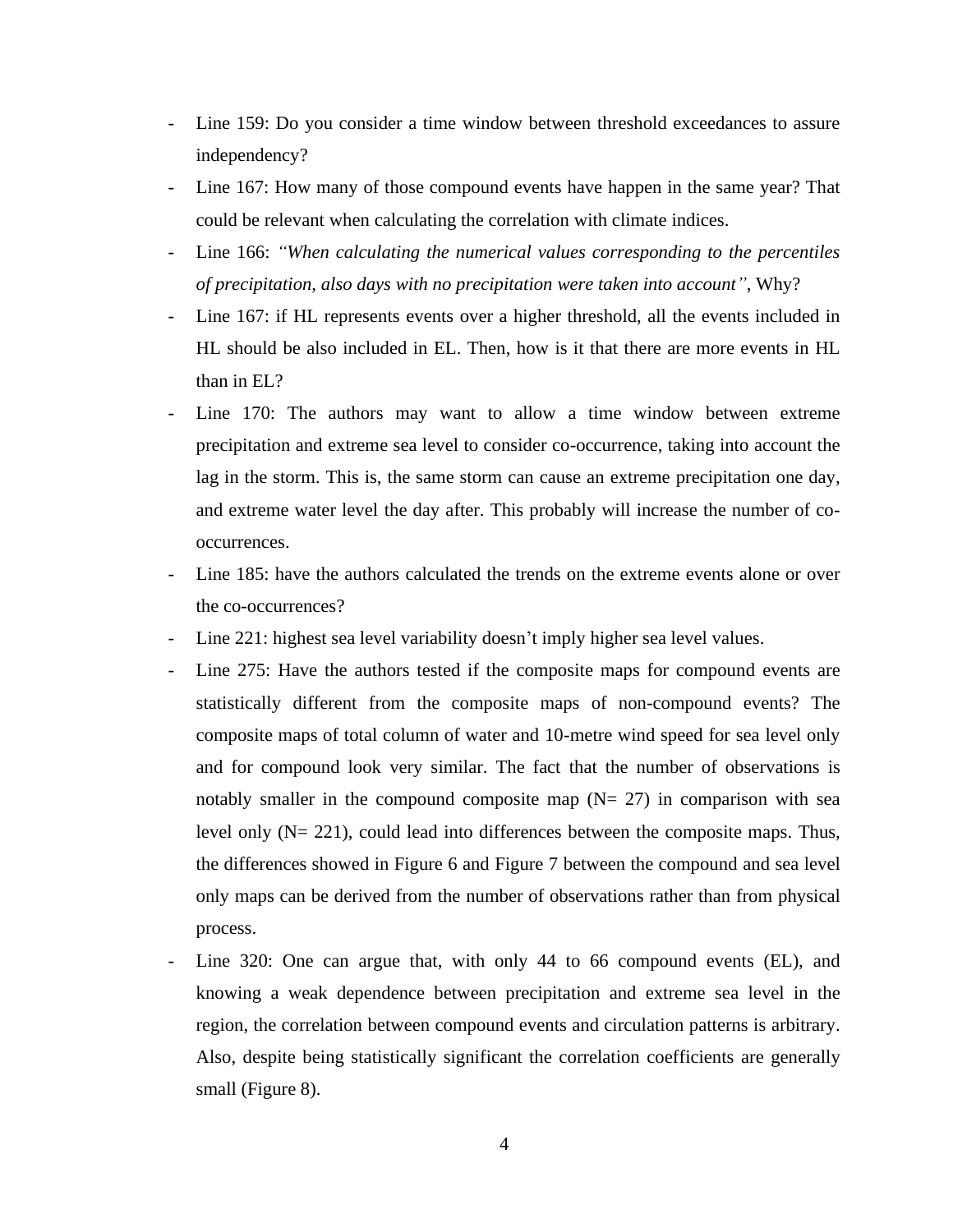- Line 159: Do you consider a time window between threshold exceedances to assure independency?
- Line 167: How many of those compound events have happen in the same year? That could be relevant when calculating the correlation with climate indices.
- Line 166: *"When calculating the numerical values corresponding to the percentiles of precipitation, also days with no precipitation were taken into account"*, Why?
- Line 167: if HL represents events over a higher threshold, all the events included in HL should be also included in EL. Then, how is it that there are more events in HL than in EL?
- Line 170: The authors may want to allow a time window between extreme precipitation and extreme sea level to consider co-occurrence, taking into account the lag in the storm. This is, the same storm can cause an extreme precipitation one day, and extreme water level the day after. This probably will increase the number of co-occurrences.
- Line 185: have the authors calculated the trends on the extreme events alone or over the co-occurrences?
- Line 221: highest sea level variability doesn't imply higher sea level values.
- Line 275: Have the authors tested if the composite maps for compound events are statistically different from the composite maps of non-compound events? The composite maps of total column of water and 10-metre wind speed for sea level only and for compound look very similar. The fact that the number of observations is notably smaller in the compound composite map (N= 27) in comparison with sea level only (N= 221), could lead into differences between the composite maps. Thus, the differences showed in Figure 6 and Figure 7 between the compound and sea level only maps can be derived from the number of observations rather than from physical process.
- Line 320: One can argue that, with only 44 to 66 compound events (EL), and knowing a weak dependence between precipitation and extreme sea level in the region, the correlation between compound events and circulation patterns is arbitrary. Also, despite being statistically significant the correlation coefficients are generally small (Figure 8).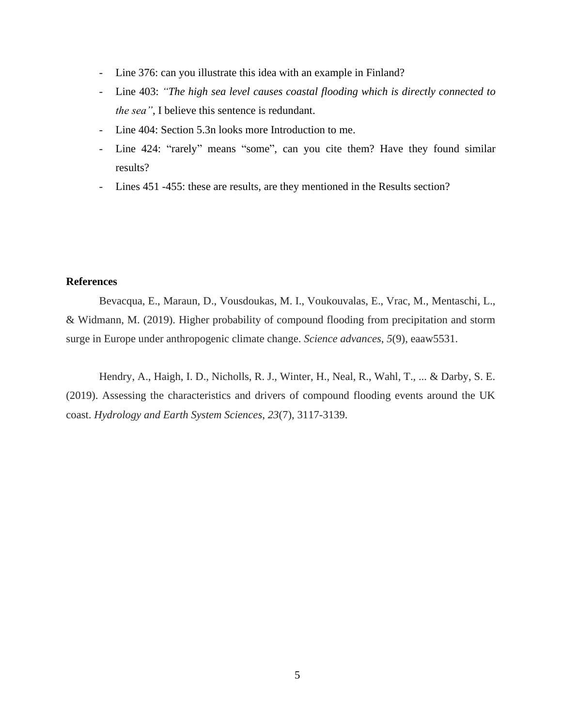- Line 376: can you illustrate this idea with an example in Finland?
- Line 403: *"The high sea level causes coastal flooding which is directly connected to the sea"*, I believe this sentence is redundant.
- Line 404: Section 5.3n looks more Introduction to me.
- Line 424: "rarely" means "some", can you cite them? Have they found similar results?
- Lines 451 -455: these are results, are they mentioned in the Results section?

**References**

Bevacqua, E., Maraun, D., Vousdoukas, M. I., Voukouvalas, E., Vrac, M., Mentaschi, L., & Widmann, M. (2019). Higher probability of compound flooding from precipitation and storm surge in Europe under anthropogenic climate change. *Science advances*, *5*(9), eaaw5531.

Hendry, A., Haigh, I. D., Nicholls, R. J., Winter, H., Neal, R., Wahl, T., ... & Darby, S. E. (2019). Assessing the characteristics and drivers of compound flooding events around the UK coast. *Hydrology and Earth System Sciences*, *23*(7), 3117-3139.